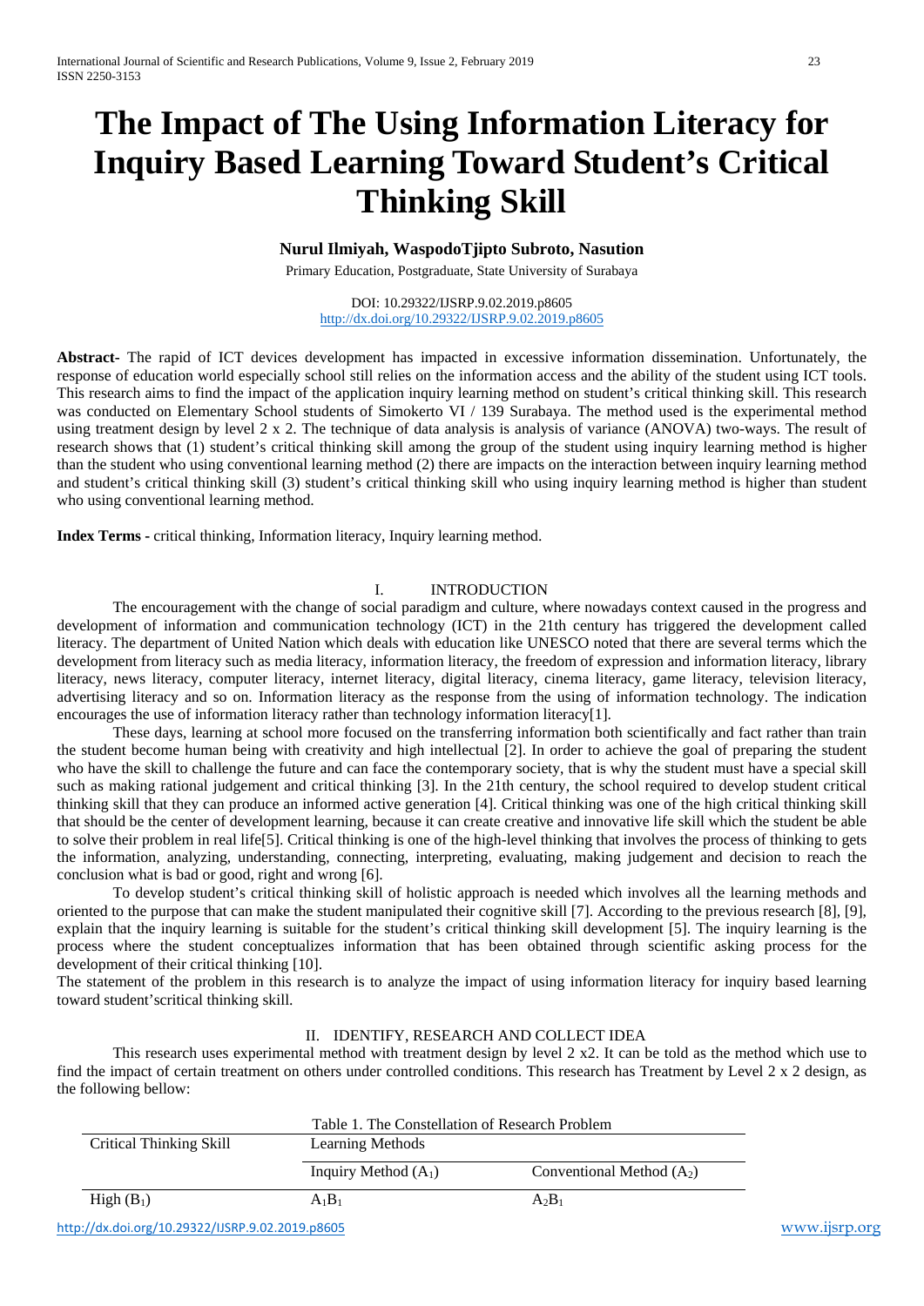# The Impact of The Using Information Literacy for Inquiry Based Learning Toward Student's Critical Thinking Skill

**Nurul Ilmiyah, WaspodoTjipto Subroto, Nasution**

Primary Education, Postgraduate, State University of Surabaya

DOI: 10.29322/IJSRP.9.02.2019.p8605
http://dx.doi.org/10.29322/IJSRP.9.02.2019.p8605

**Abstract-** The rapid of ICT devices development has impacted in excessive information dissemination. Unfortunately, the response of education world especially school still relies on the information access and the ability of the student using ICT tools. This research aims to find the impact of the application inquiry learning method on student's critical thinking skill. This research was conducted on Elementary School students of Simokerto VI / 139 Surabaya. The method used is the experimental method using treatment design by level 2 x 2. The technique of data analysis is analysis of variance (ANOVA) two-ways. The result of research shows that (1) student's critical thinking skill among the group of the student using inquiry learning method is higher than the student who using conventional learning method (2) there are impacts on the interaction between inquiry learning method and student's critical thinking skill (3) student's critical thinking skill who using inquiry learning method is higher than student who using conventional learning method.

**Index Terms -** critical thinking, Information literacy, Inquiry learning method.

## I. INTRODUCTION

The encouragement with the change of social paradigm and culture, where nowadays context caused in the progress and development of information and communication technology (ICT) in the 21th century has triggered the development called literacy. The department of United Nation which deals with education like UNESCO noted that there are several terms which the development from literacy such as media literacy, information literacy, the freedom of expression and information literacy, library literacy, news literacy, computer literacy, internet literacy, digital literacy, cinema literacy, game literacy, television literacy, advertising literacy and so on. Information literacy as the response from the using of information technology. The indication encourages the use of information literacy rather than technology information literacy[1].

These days, learning at school more focused on the transferring information both scientifically and fact rather than train the student become human being with creativity and high intellectual [2]. In order to achieve the goal of preparing the student who have the skill to challenge the future and can face the contemporary society, that is why the student must have a special skill such as making rational judgement and critical thinking [3]. In the 21th century, the school required to develop student critical thinking skill that they can produce an informed active generation [4]. Critical thinking was one of the high critical thinking skill that should be the center of development learning, because it can create creative and innovative life skill which the student be able to solve their problem in real life[5]. Critical thinking is one of the high-level thinking that involves the process of thinking to gets the information, analyzing, understanding, connecting, interpreting, evaluating, making judgement and decision to reach the conclusion what is bad or good, right and wrong [6].

To develop student's critical thinking skill of holistic approach is needed which involves all the learning methods and oriented to the purpose that can make the student manipulated their cognitive skill [7]. According to the previous research [8], [9], explain that the inquiry learning is suitable for the student's critical thinking skill development [5]. The inquiry learning is the process where the student conceptualizes information that has been obtained through scientific asking process for the development of their critical thinking [10].

The statement of the problem in this research is to analyze the impact of using information literacy for inquiry based learning toward student'scritical thinking skill.

## II. IDENTIFY, RESEARCH AND COLLECT IDEA

This research uses experimental method with treatment design by level 2 x2. It can be told as the method which use to find the impact of certain treatment on others under controlled conditions. This research has Treatment by Level 2 x 2 design, as the following bellow:

Table 1. The Constellation of Research Problem

| Critical Thinking Skill | Learning Methods | |
|---|---|---|
| | Inquiry Method ($A_1$) | Conventional Method ($A_2$) |
| High ($B_1$) | $A_1B_1$ | $A_2B_1$ |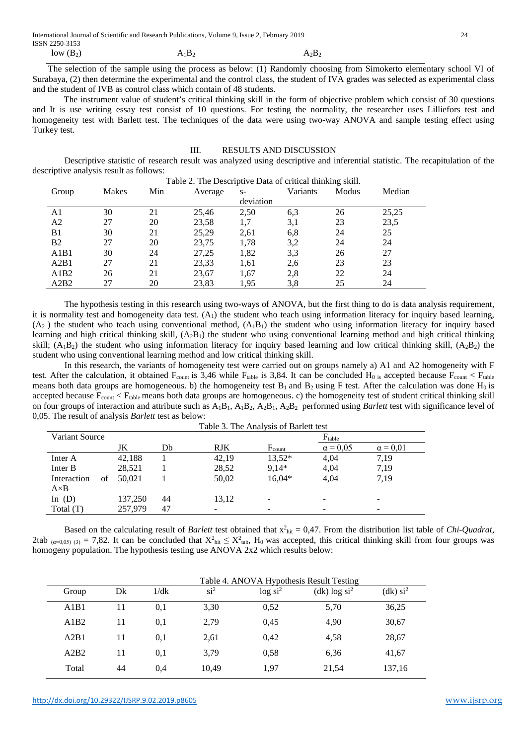| low ($B_2$) | $A_1B_2$ | $A_2B_2$ |
|---|---|---|

The selection of the sample using the process as below: (1) Randomly choosing from Simokerto elementary school VI of Surabaya, (2) then determine the experimental and the control class, the student of IVA grades was selected as experimental class and the student of IVB as control class which contain of 48 students.

The instrument value of student's critical thinking skill in the form of objective problem which consist of 30 questions and It is use writing essay test consist of 10 questions. For testing the normality, the researcher uses Lilliefors test and homogeneity test with Barlett test. The techniques of the data were using two-way ANOVA and sample testing effect using Turkey test.

## III. RESULTS AND DISCUSSION

Descriptive statistic of research result was analyzed using descriptive and inferential statistic. The recapitulation of the descriptive analysis result as follows:

Table 2. The Descriptive Data of critical thinking skill.

| Group | Makes | Min | Average | s-deviation | Variants | Modus | Median |
|---|---|---|---|---|---|---|---|
| A1 | 30 | 21 | 25,46 | 2,50 | 6,3 | 26 | 25,25 |
| A2 | 27 | 20 | 23,58 | 1,7 | 3,1 | 23 | 23,5 |
| B1 | 30 | 21 | 25,29 | 2,61 | 6,8 | 24 | 25 |
| B2 | 27 | 20 | 23,75 | 1,78 | 3,2 | 24 | 24 |
| A1B1 | 30 | 24 | 27,25 | 1,82 | 3,3 | 26 | 27 |
| A2B1 | 27 | 21 | 23,33 | 1,61 | 2,6 | 23 | 23 |
| A1B2 | 26 | 21 | 23,67 | 1,67 | 2,8 | 22 | 24 |
| A2B2 | 27 | 20 | 23,83 | 1,95 | 3,8 | 25 | 24 |

The hypothesis testing in this research using two-ways of ANOVA, but the first thing to do is data analysis requirement, it is normality test and homogeneity data test. ($A_1$) the student who teach using information literacy for inquiry based learning, ($A_2$) the student who teach using conventional method, ($A_1B_1$) the student who using information literacy for inquiry based learning and high critical thinking skill, ($A_2B_1$) the student who using conventional learning method and high critical thinking skill; ($A_1B_2$) the student who using information literacy for inquiry based learning and low critical thinking skill, ($A_2B_2$) the student who using conventional learning method and low critical thinking skill.

In this research, the variants of homogeneity test were carried out on groups namely a) A1 and A2 homogeneity with F test. After the calculation, it obtained $F_{count}$ is 3,46 while $F_{table}$ is 3,84. It can be concluded $H_0$ is accepted because $F_{count} < F_{table}$ means both data groups are homogeneous. b) the homogeneity test $B_1$ and $B_2$ using F test. After the calculation was done $H_0$ is accepted because $F_{count} < F_{table}$ means both data groups are homogeneous. c) the homogeneity test of student critical thinking skill on four groups of interaction and attribute such as $A_1B_1$, $A_1B_2$, $A_2B_1$, $A_2B_2$ performed using *Barlett* test with significance level of 0,05. The result of analysis *Barlett* test as below:

Table 3. The Analysis of Barlett test

| Variant Source | JK | Db | RJK | $F_{count}$ | $F_{table}$ | |
|---|---|---|---|---|---|---|
| | | | | | $\alpha = 0,05$ | $\alpha = 0,01$ |
| Inter A | 42,188 | 1 | 42,19 | 13,52* | 4,04 | 7,19 |
| Inter B | 28,521 | 1 | 28,52 | 9,14* | 4,04 | 7,19 |
| Interaction of A×B | 50,021 | 1 | 50,02 | 16,04* | 4,04 | 7,19 |
| In (D) | 137,250 | 44 | 13,12 | - | - | - |
| Total (T) | 257,979 | 47 | - | - | - | - |

Based on the calculating result of *Barlett* test obtained that $x^2_{hit} = 0,47$. From the distribution list table of *Chi-Quadrat*, $2tab_{(\alpha=0,05)\ (3)} = 7,82$. It can be concluded that $X^2_{hit} \leq X^2_{tab}$, $H_0$ was accepted, this critical thinking skill from four groups was homogeny population. The hypothesis testing use ANOVA 2x2 which results below:

Table 4. ANOVA Hypothesis Result Testing

| Group | Dk | 1/dk | $si^2$ | $\log si^2$ | (dk) $\log si^2$ | (dk) $si^2$ |
|---|---|---|---|---|---|---|
| A1B1 | 11 | 0,1 | 3,30 | 0,52 | 5,70 | 36,25 |
| A1B2 | 11 | 0,1 | 2,79 | 0,45 | 4,90 | 30,67 |
| A2B1 | 11 | 0,1 | 2,61 | 0,42 | 4,58 | 28,67 |
| A2B2 | 11 | 0,1 | 3,79 | 0,58 | 6,36 | 41,67 |
| Total | 44 | 0,4 | 10,49 | 1,97 | 21,54 | 137,16 |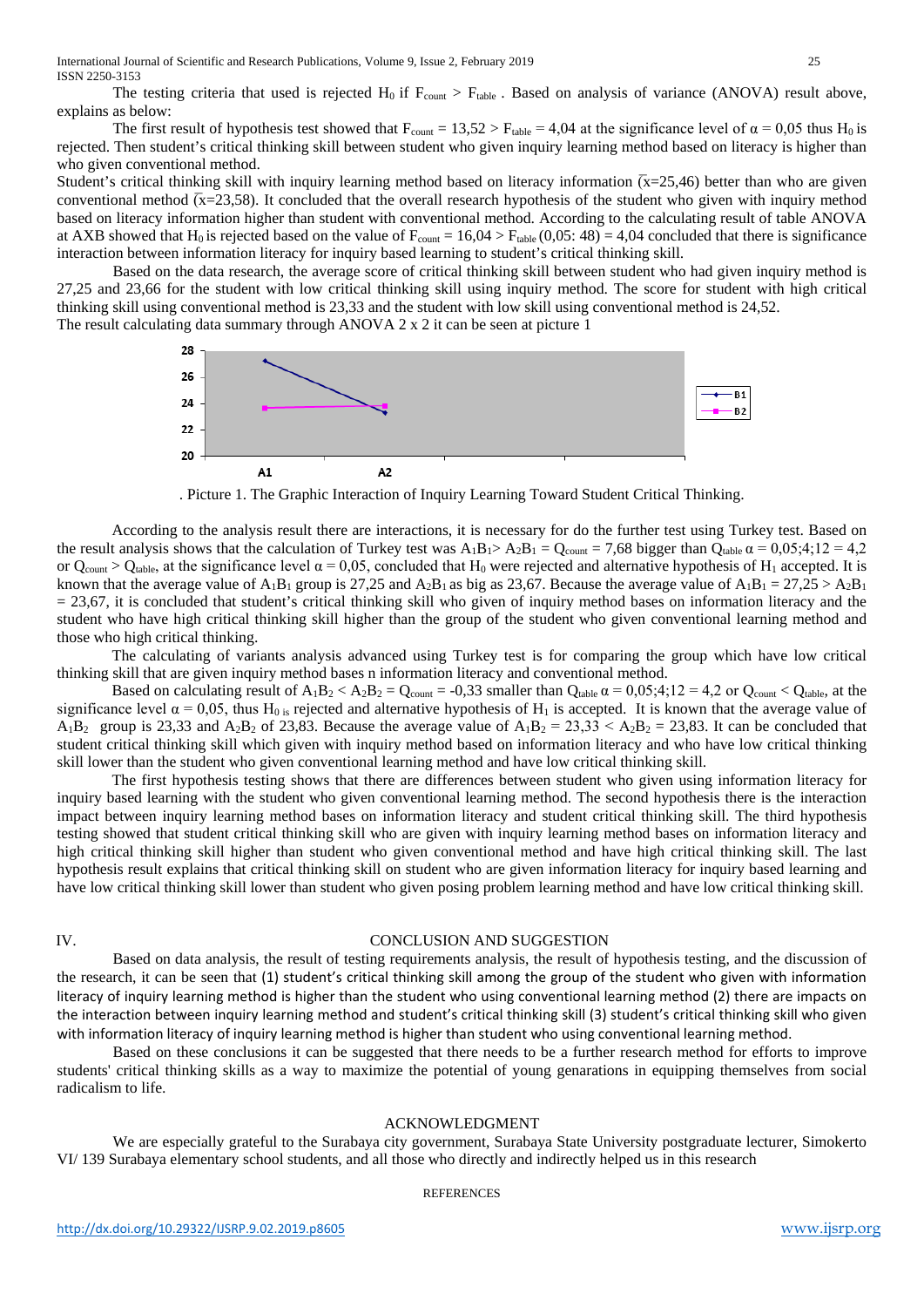The testing criteria that used is rejected $H_0$ if $F_{count} > F_{table}$ . Based on analysis of variance (ANOVA) result above, explains as below:

The first result of hypothesis test showed that $F_{count} = 13{,}52 > F_{table} = 4{,}04$ at the significance level of $\alpha = 0{,}05$ thus $H_0$ is rejected. Then student's critical thinking skill between student who given inquiry learning method based on literacy is higher than who given conventional method.

Student's critical thinking skill with inquiry learning method based on literacy information ($\bar{x}$=25,46) better than who are given conventional method ($\bar{x}$=23,58). It concluded that the overall research hypothesis of the student who given with inquiry method based on literacy information higher than student with conventional method. According to the calculating result of table ANOVA at AXB showed that $H_0$ is rejected based on the value of $F_{count} = 16{,}04 > F_{table}\,(0{,}05{:}\ 48) = 4{,}04$ concluded that there is significance interaction between information literacy for inquiry based learning to student's critical thinking skill.

Based on the data research, the average score of critical thinking skill between student who had given inquiry method is 27,25 and 23,66 for the student with low critical thinking skill using inquiry method. The score for student with high critical thinking skill using conventional method is 23,33 and the student with low skill using conventional method is 24,52.

The result calculating data summary through ANOVA 2 x 2 it can be seen at picture 1

. Picture 1. The Graphic Interaction of Inquiry Learning Toward Student Critical Thinking.

According to the analysis result there are interactions, it is necessary for do the further test using Turkey test. Based on the result analysis shows that the calculation of Turkey test was $A_1B_1 > A_2B_1 = Q_{count} = 7{,}68$ bigger than $Q_{table}\ \alpha = 0{,}05;4;12 = 4{,}2$ or $Q_{count} > Q_{table}$, at the significance level $\alpha = 0{,}05$, concluded that $H_0$ were rejected and alternative hypothesis of $H_1$ accepted. It is known that the average value of $A_1B_1$ group is 27,25 and $A_2B_1$ as big as 23,67. Because the average value of $A_1B_1 = 27{,}25 > A_2B_1 = 23{,}67$, it is concluded that student's critical thinking skill who given of inquiry method bases on information literacy and the student who have high critical thinking skill higher than the group of the student who given conventional learning method and those who high critical thinking.

The calculating of variants analysis advanced using Turkey test is for comparing the group which have low critical thinking skill that are given inquiry method bases n information literacy and conventional method.

Based on calculating result of $A_1B_2 < A_2B_2 = Q_{count} = -0{,}33$ smaller than $Q_{table}\ \alpha = 0{,}05;4;12 = 4{,}2$ or $Q_{count} < Q_{table}$, at the significance level $\alpha = 0{,}05$, thus $H_{0\ is}$ rejected and alternative hypothesis of $H_1$ is accepted. It is known that the average value of $A_1B_2$ group is 23,33 and $A_2B_2$ of 23,83. Because the average value of $A_1B_2 = 23{,}33 < A_2B_2 = 23{,}83$. It can be concluded that student critical thinking skill which given with inquiry method based on information literacy and who have low critical thinking skill lower than the student who given conventional learning method and have low critical thinking skill.

The first hypothesis testing shows that there are differences between student who given using information literacy for inquiry based learning with the student who given conventional learning method. The second hypothesis there is the interaction impact between inquiry learning method bases on information literacy and student critical thinking skill. The third hypothesis testing showed that student critical thinking skill who are given with inquiry learning method bases on information literacy and high critical thinking skill higher than student who given conventional method and have high critical thinking skill. The last hypothesis result explains that critical thinking skill on student who are given information literacy for inquiry based learning and have low critical thinking skill lower than student who given posing problem learning method and have low critical thinking skill.

## IV. CONCLUSION AND SUGGESTION

Based on data analysis, the result of testing requirements analysis, the result of hypothesis testing, and the discussion of the research, it can be seen that (1) student's critical thinking skill among the group of the student who given with information literacy of inquiry learning method is higher than the student who using conventional learning method (2) there are impacts on the interaction between inquiry learning method and student's critical thinking skill (3) student's critical thinking skill who given with information literacy of inquiry learning method is higher than student who using conventional learning method.

Based on these conclusions it can be suggested that there needs to be a further research method for efforts to improve students' critical thinking skills as a way to maximize the potential of young genarations in equipping themselves from social radicalism to life.

## ACKNOWLEDGMENT

We are especially grateful to the Surabaya city government, Surabaya State University postgraduate lecturer, Simokerto VI/ 139 Surabaya elementary school students, and all those who directly and indirectly helped us in this research

## REFERENCES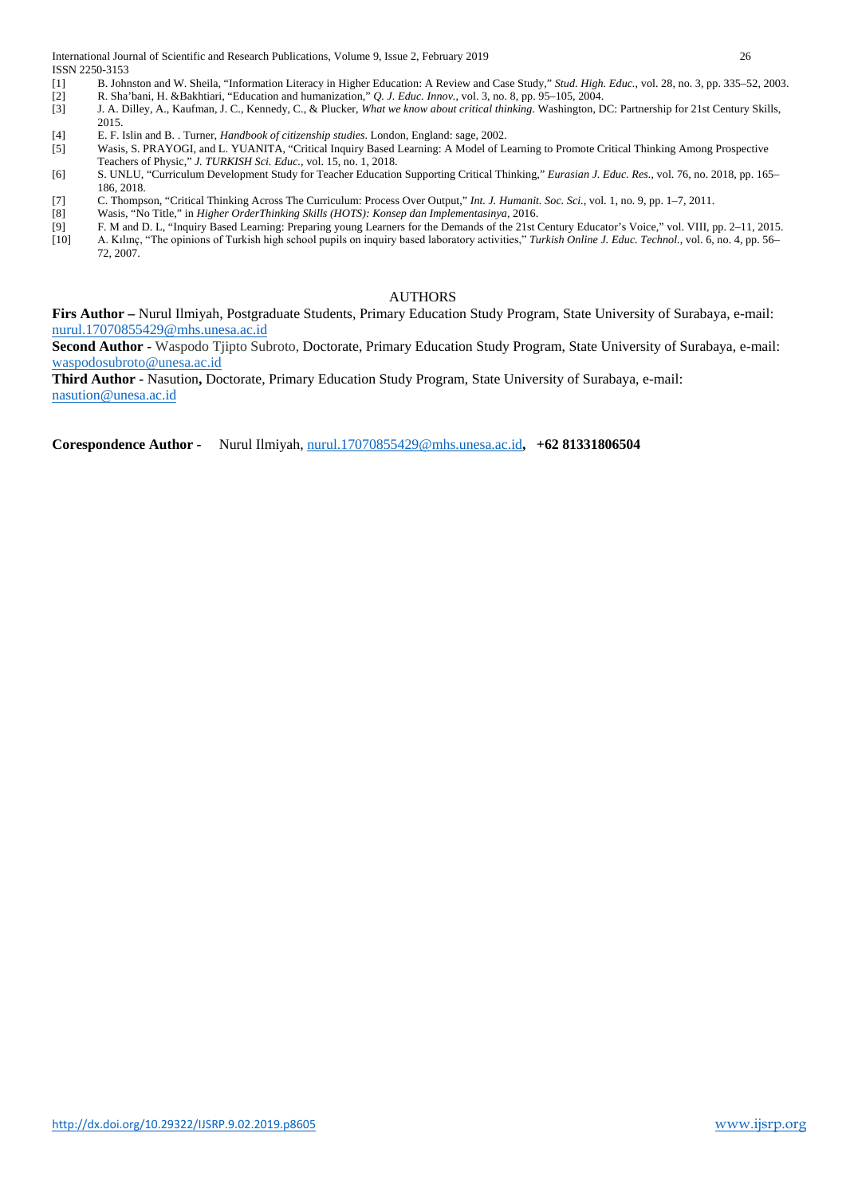[1] B. Johnston and W. Sheila, "Information Literacy in Higher Education: A Review and Case Study," *Stud. High. Educ.*, vol. 28, no. 3, pp. 335–52, 2003.

[2] R. Sha'bani, H. &Bakhtiari, "Education and humanization," *Q. J. Educ. Innov.*, vol. 3, no. 8, pp. 95–105, 2004.

[3] J. A. Dilley, A., Kaufman, J. C., Kennedy, C., & Plucker, *What we know about critical thinking*. Washington, DC: Partnership for 21st Century Skills, 2015.

[4] E. F. Islin and B. . Turner, *Handbook of citizenship studies*. London, England: sage, 2002.

[5] Wasis, S. PRAYOGI, and L. YUANITA, "Critical Inquiry Based Learning: A Model of Learning to Promote Critical Thinking Among Prospective Teachers of Physic," *J. TURKISH Sci. Educ.*, vol. 15, no. 1, 2018.

[6] S. UNLU, "Curriculum Development Study for Teacher Education Supporting Critical Thinking," *Eurasian J. Educ. Res.*, vol. 76, no. 2018, pp. 165–186, 2018.

[7] C. Thompson, "Critical Thinking Across The Curriculum: Process Over Output," *Int. J. Humanit. Soc. Sci.*, vol. 1, no. 9, pp. 1–7, 2011.

[8] Wasis, "No Title," in *Higher OrderThinking Skills (HOTS): Konsep dan Implementasinya*, 2016.

[9] F. M and D. L, "Inquiry Based Learning: Preparing young Learners for the Demands of the 21st Century Educator's Voice," vol. VIII, pp. 2–11, 2015.

[10] A. Kılınç, "The opinions of Turkish high school pupils on inquiry based laboratory activities," *Turkish Online J. Educ. Technol.*, vol. 6, no. 4, pp. 56–72, 2007.

## AUTHORS

**Firs Author –** Nurul Ilmiyah, Postgraduate Students, Primary Education Study Program, State University of Surabaya, e-mail: nurul.17070855429@mhs.unesa.ac.id

**Second Author -** Waspodo Tjipto Subroto, Doctorate, Primary Education Study Program, State University of Surabaya, e-mail: waspodosubroto@unesa.ac.id

**Third Author -** Nasution**,** Doctorate, Primary Education Study Program, State University of Surabaya, e-mail: nasution@unesa.ac.id

**Corespondence Author -** Nurul Ilmiyah, nurul.17070855429@mhs.unesa.ac.id**, +62 81331806504**